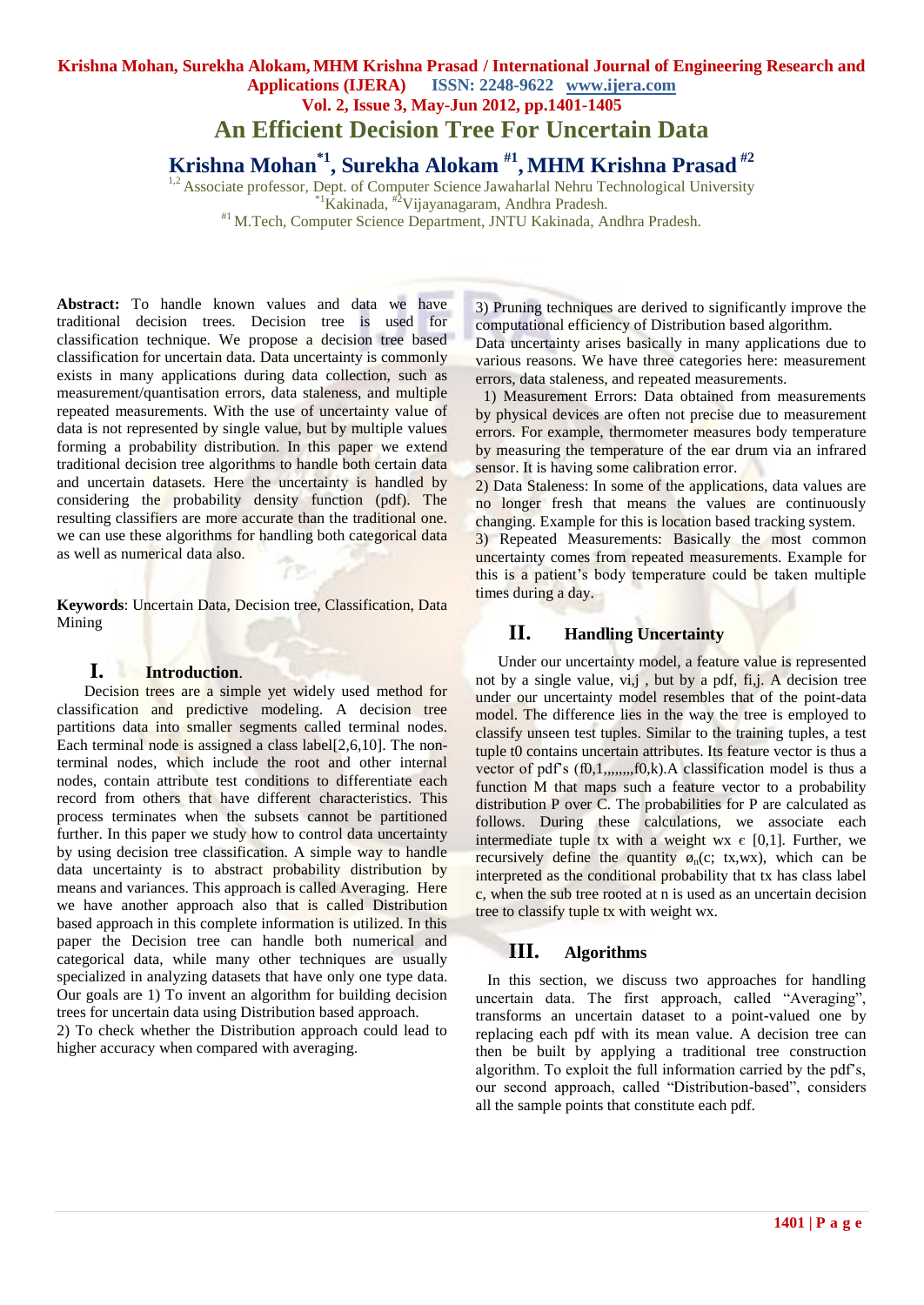# An Efficient Decision Tree For Uncertain Data

**Krishna Mohan[*1], Surekha Alokam[#1], MHM Krishna Prasad[#2]**

[1,2] Associate professor, Dept. of Computer Science Jawaharlal Nehru Technological University
[*1]Kakinada, [#2]Vijayanagaram, Andhra Pradesh.
[#1] M.Tech, Computer Science Department, JNTU Kakinada, Andhra Pradesh.

**Abstract:** To handle known values and data we have traditional decision trees. Decision tree is used for classification technique. We propose a decision tree based classification for uncertain data. Data uncertainty is commonly exists in many applications during data collection, such as measurement/quantisation errors, data staleness, and multiple repeated measurements. With the use of uncertainty value of data is not represented by single value, but by multiple values forming a probability distribution. In this paper we extend traditional decision tree algorithms to handle both certain data and uncertain datasets. Here the uncertainty is handled by considering the probability density function (pdf). The resulting classifiers are more accurate than the traditional one. we can use these algorithms for handling both categorical data as well as numerical data also.

**Keywords**: Uncertain Data, Decision tree, Classification, Data Mining

## I. Introduction.

Decision trees are a simple yet widely used method for classification and predictive modeling. A decision tree partitions data into smaller segments called terminal nodes. Each terminal node is assigned a class label[2,6,10]. The non-terminal nodes, which include the root and other internal nodes, contain attribute test conditions to differentiate each record from others that have different characteristics. This process terminates when the subsets cannot be partitioned further. In this paper we study how to control data uncertainty by using decision tree classification. A simple way to handle data uncertainty is to abstract probability distribution by means and variances. This approach is called Averaging. Here we have another approach also that is called Distribution based approach in this complete information is utilized. In this paper the Decision tree can handle both numerical and categorical data, while many other techniques are usually specialized in analyzing datasets that have only one type data. Our goals are 1) To invent an algorithm for building decision trees for uncertain data using Distribution based approach.
2) To check whether the Distribution approach could lead to higher accuracy when compared with averaging.
3) Pruning techniques are derived to significantly improve the computational efficiency of Distribution based algorithm.
Data uncertainty arises basically in many applications due to various reasons. We have three categories here: measurement errors, data staleness, and repeated measurements.

1) Measurement Errors: Data obtained from measurements by physical devices are often not precise due to measurement errors. For example, thermometer measures body temperature by measuring the temperature of the ear drum via an infrared sensor. It is having some calibration error.
2) Data Staleness: In some of the applications, data values are no longer fresh that means the values are continuously changing. Example for this is location based tracking system.
3) Repeated Measurements: Basically the most common uncertainty comes from repeated measurements. Example for this is a patient's body temperature could be taken multiple times during a day.

## II. Handling Uncertainty

Under our uncertainty model, a feature value is represented not by a single value, vi,j , but by a pdf, fi,j. A decision tree under our uncertainty model resembles that of the point-data model. The difference lies in the way the tree is employed to classify unseen test tuples. Similar to the training tuples, a test tuple t0 contains uncertain attributes. Its feature vector is thus a vector of pdf's (f0,1,,,,,,,,f0,k).A classification model is thus a function M that maps such a feature vector to a probability distribution P over C. The probabilities for P are calculated as follows. During these calculations, we associate each intermediate tuple tx with a weight wx $\epsilon$ [0,1]. Further, we recursively define the quantity $ø_n$(c; tx,wx), which can be interpreted as the conditional probability that tx has class label c, when the sub tree rooted at n is used as an uncertain decision tree to classify tuple tx with weight wx.

## III. Algorithms

In this section, we discuss two approaches for handling uncertain data. The first approach, called "Averaging", transforms an uncertain dataset to a point-valued one by replacing each pdf with its mean value. A decision tree can then be built by applying a traditional tree construction algorithm. To exploit the full information carried by the pdf's, our second approach, called "Distribution-based", considers all the sample points that constitute each pdf.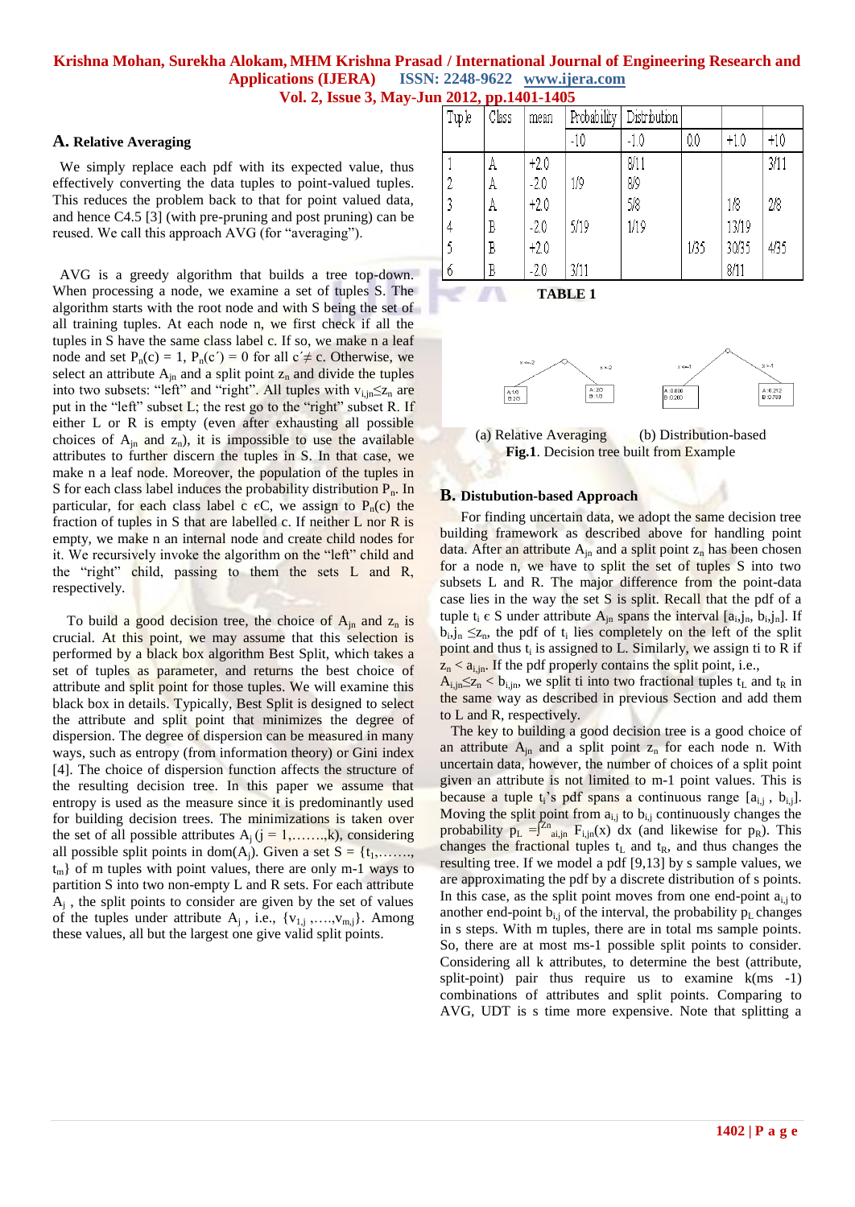### A. Relative Averaging

We simply replace each pdf with its expected value, thus effectively converting the data tuples to point-valued tuples. This reduces the problem back to that for point valued data, and hence C4.5 [3] (with pre-pruning and post pruning) can be reused. We call this approach AVG (for "averaging").

AVG is a greedy algorithm that builds a tree top-down. When processing a node, we examine a set of tuples S. The algorithm starts with the root node and with S being the set of all training tuples. At each node n, we first check if all the tuples in S have the same class label c. If so, we make n a leaf node and set $P_n(c) = 1$, $P_n(c') = 0$ for all $c' \neq c$. Otherwise, we select an attribute $A_{jn}$ and a split point $z_n$ and divide the tuples into two subsets: "left" and "right". All tuples with $v_{i,jn} \leq z_n$ are put in the "left" subset L; the rest go to the "right" subset R. If either L or R is empty (even after exhausting all possible choices of $A_{jn}$ and $z_n$), it is impossible to use the available attributes to further discern the tuples in S. In that case, we make n a leaf node. Moreover, the population of the tuples in S for each class label induces the probability distribution $P_n$. In particular, for each class label $c \in C$, we assign to $P_n(c)$ the fraction of tuples in S that are labelled c. If neither L nor R is empty, we make n an internal node and create child nodes for it. We recursively invoke the algorithm on the "left" child and the "right" child, passing to them the sets L and R, respectively.

To build a good decision tree, the choice of $A_{jn}$ and $z_n$ is crucial. At this point, we may assume that this selection is performed by a black box algorithm Best Split, which takes a set of tuples as parameter, and returns the best choice of attribute and split point for those tuples. We will examine this black box in details. Typically, Best Split is designed to select the attribute and split point that minimizes the degree of dispersion. The degree of dispersion can be measured in many ways, such as entropy (from information theory) or Gini index [4]. The choice of dispersion function affects the structure of the resulting decision tree. In this paper we assume that entropy is used as the measure since it is predominantly used for building decision trees. The minimizations is taken over the set of all possible attributes $A_j$ ($j = 1,\ldots,k$), considering all possible split points in dom($A_j$). Given a set $S = \{t_1,\ldots, t_m\}$ of m tuples with point values, there are only m-1 ways to partition S into two non-empty L and R sets. For each attribute $A_j$, the split points to consider are given by the set of values of the tuples under attribute $A_j$, i.e., $\{v_{1,j},\ldots,v_{m,j}\}$. Among these values, all but the largest one give valid split points.

| Tuple | Class | mean | Probability | Distribution | | | |
|---|---|---|---|---|---|---|---|
| | | | -10 | -1.0 | 0.0 | +1.0 | +10 |
| 1 | A | +2.0 | | 8/11 | | | 3/11 |
| 2 | A | -2.0 | 1/9 | 8/9 | | | |
| 3 | A | +2.0 | | 5/8 | | 1/8 | 2/8 |
| 4 | B | -2.0 | 5/19 | 1/19 | | 13/19 | |
| 5 | B | +2.0 | | | 1/35 | 30/35 | 4/35 |
| 6 | B | -2.0 | 3/11 | | | 8/11 | |

**TABLE 1**

(a) Relative Averaging (b) Distribution-based

**Fig.1**. Decision tree built from Example

### B. Distubution-based Approach

For finding uncertain data, we adopt the same decision tree building framework as described above for handling point data. After an attribute $A_{jn}$ and a split point $z_n$ has been chosen for a node n, we have to split the set of tuples S into two subsets L and R. The major difference from the point-data case lies in the way the set S is split. Recall that the pdf of a tuple $t_i \in S$ under attribute $A_{jn}$ spans the interval $[a_{i,jn}, b_{i,jn}]$. If $b_{i,jn} \leq z_n$, the pdf of $t_i$ lies completely on the left of the split point and thus $t_i$ is assigned to L. Similarly, we assign $t_i$ to R if $z_n < a_{i,jn}$. If the pdf properly contains the split point, i.e., $A_{i,jn} \leq z_n < b_{i,jn}$, we split it into two fractional tuples $t_L$ and $t_R$ in the same way as described in previous Section and add them to L and R, respectively.

The key to building a good decision tree is a good choice of an attribute $A_{jn}$ and a split point $z_n$ for each node n. With uncertain data, however, the number of choices of a split point given an attribute is not limited to m-1 point values. This is because a tuple $t_i$'s pdf spans a continuous range $[a_{i,j}, b_{i,j}]$. Moving the split point from $a_{i,j}$ to $b_{i,j}$ continuously changes the probability $p_L = \int_{a_{i,jn}}^{z_n} F_{i,jn}(x)\,dx$ (and likewise for $p_R$). This changes the fractional tuples $t_L$ and $t_R$, and thus changes the resulting tree. If we model a pdf [9,13] by s sample values, we are approximating the pdf by a discrete distribution of s points. In this case, as the split point moves from one end-point $a_{i,j}$ to another end-point $b_{i,j}$ of the interval, the probability $p_L$ changes in s steps. With m tuples, there are in total ms sample points. So, there are at most ms-1 possible split points to consider. Considering all k attributes, to determine the best (attribute, split-point) pair thus require us to examine k(ms -1) combinations of attributes and split points. Comparing to AVG, UDT is s time more expensive. Note that splitting a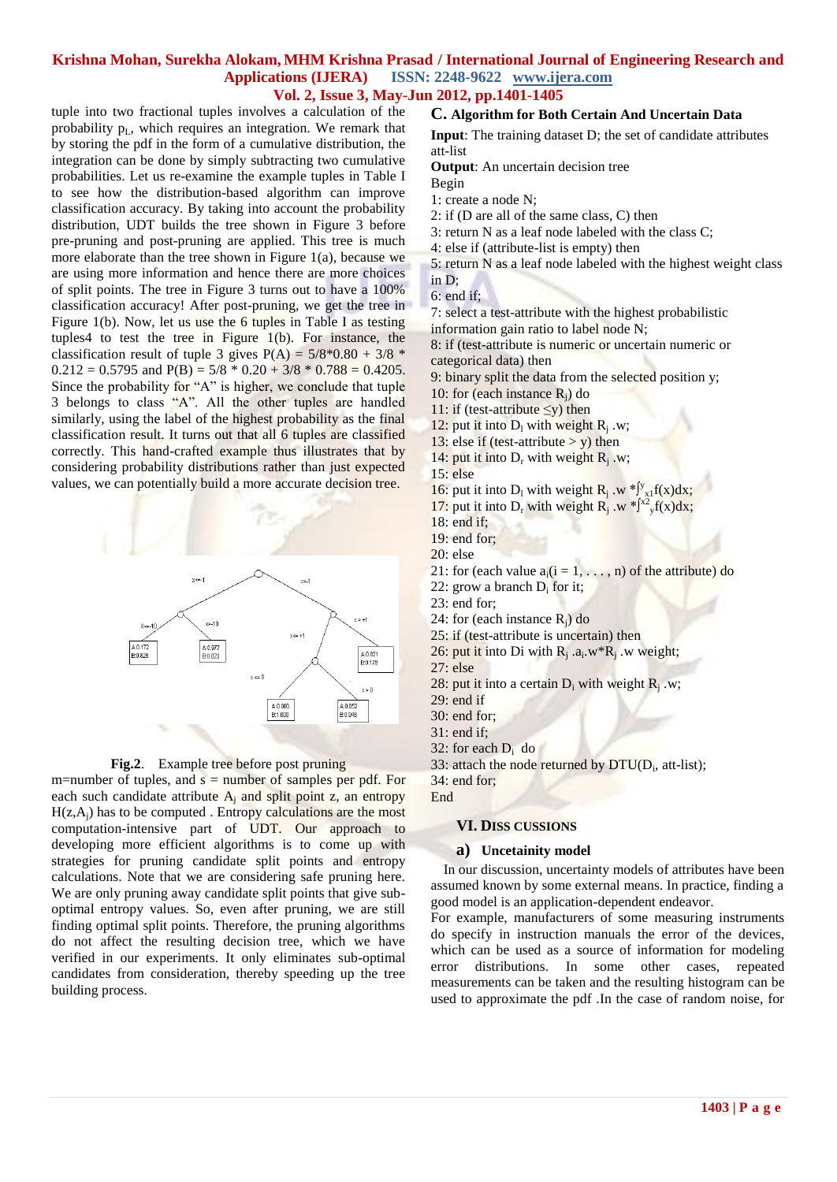tuple into two fractional tuples involves a calculation of the probability $p_L$, which requires an integration. We remark that by storing the pdf in the form of a cumulative distribution, the integration can be done by simply subtracting two cumulative probabilities. Let us re-examine the example tuples in Table I to see how the distribution-based algorithm can improve classification accuracy. By taking into account the probability distribution, UDT builds the tree shown in Figure 3 before pre-pruning and post-pruning are applied. This tree is much more elaborate than the tree shown in Figure 1(a), because we are using more information and hence there are more choices of split points. The tree in Figure 3 turns out to have a 100% classification accuracy! After post-pruning, we get the tree in Figure 1(b). Now, let us use the 6 tuples in Table I as testing tuples4 to test the tree in Figure 1(b). For instance, the classification result of tuple 3 gives P(A) = 5/8*0.80 + 3/8 * 0.212 = 0.5795 and P(B) = 5/8 * 0.20 + 3/8 * 0.788 = 0.4205. Since the probability for "A" is higher, we conclude that tuple 3 belongs to class "A". All the other tuples are handled similarly, using the label of the highest probability as the final classification result. It turns out that all 6 tuples are classified correctly. This hand-crafted example thus illustrates that by considering probability distributions rather than just expected values, we can potentially build a more accurate decision tree.

**Fig.2**. Example tree before post pruning

m=number of tuples, and s = number of samples per pdf. For each such candidate attribute $A_j$ and split point z, an entropy $H(z,A_j)$ has to be computed . Entropy calculations are the most computation-intensive part of UDT. Our approach to developing more efficient algorithms is to come up with strategies for pruning candidate split points and entropy calculations. Note that we are considering safe pruning here. We are only pruning away candidate split points that give sub-optimal entropy values. So, even after pruning, we are still finding optimal split points. Therefore, the pruning algorithms do not affect the resulting decision tree, which we have verified in our experiments. It only eliminates sub-optimal candidates from consideration, thereby speeding up the tree building process.

### C. Algorithm for Both Certain And Uncertain Data

**Input**: The training dataset D; the set of candidate attributes att-list

**Output**: An uncertain decision tree

Begin
1: create a node N;
2: if (D are all of the same class, C) then
3: return N as a leaf node labeled with the class C;
4: else if (attribute-list is empty) then
5: return N as a leaf node labeled with the highest weight class in D;
6: end if;
7: select a test-attribute with the highest probabilistic information gain ratio to label node N;
8: if (test-attribute is numeric or uncertain numeric or categorical data) then
9: binary split the data from the selected position y;
10: for (each instance $R_j$) do
11: if (test-attribute ≤y) then
12: put it into $D_l$ with weight $R_j$ .w;
13: else if (test-attribute > y) then
14: put it into $D_r$ with weight $R_j$ .w;
15: else
16: put it into $D_l$ with weight $R_j$ .w $*\int_{x1}^{y} f(x)dx$;
17: put it into $D_r$ with weight $R_j$ .w $*\int_{y}^{x2} f(x)dx$;
18: end if;
19: end for;
20: else
21: for (each value $a_i$(i = 1, . . . , n) of the attribute) do
22: grow a branch $D_i$ for it;
23: end for;
24: for (each instance $R_j$) do
25: if (test-attribute is uncertain) then
26: put it into Di with $R_j$ .$a_i$.w*$R_j$ .w weight;
27: else
28: put it into a certain $D_i$ with weight $R_j$ .w;
29: end if
30: end for;
31: end if;
32: for each $D_i$ do
33: attach the node returned by DTU($D_i$, att-list);
34: end for;
End

## VI. DISS CUSSIONS

### a) Uncetainity model

In our discussion, uncertainty models of attributes have been assumed known by some external means. In practice, finding a good model is an application-dependent endeavor.

For example, manufacturers of some measuring instruments do specify in instruction manuals the error of the devices, which can be used as a source of information for modeling error distributions. In some other cases, repeated measurements can be taken and the resulting histogram can be used to approximate the pdf .In the case of random noise, for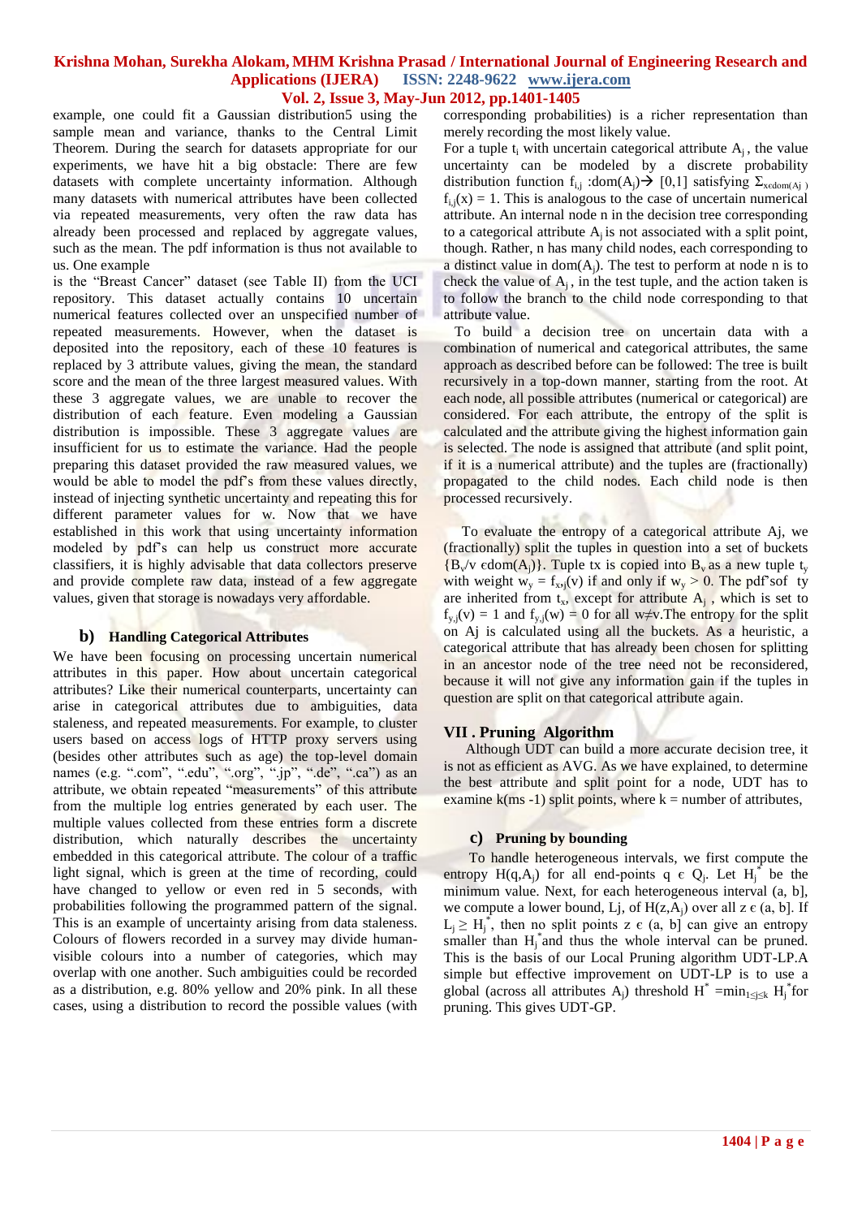example, one could fit a Gaussian distribution5 using the sample mean and variance, thanks to the Central Limit Theorem. During the search for datasets appropriate for our experiments, we have hit a big obstacle: There are few datasets with complete uncertainty information. Although many datasets with numerical attributes have been collected via repeated measurements, very often the raw data has already been processed and replaced by aggregate values, such as the mean. The pdf information is thus not available to us. One example

is the "Breast Cancer" dataset (see Table II) from the UCI repository. This dataset actually contains 10 uncertain numerical features collected over an unspecified number of repeated measurements. However, when the dataset is deposited into the repository, each of these 10 features is replaced by 3 attribute values, giving the mean, the standard score and the mean of the three largest measured values. With these 3 aggregate values, we are unable to recover the distribution of each feature. Even modeling a Gaussian distribution is impossible. These 3 aggregate values are insufficient for us to estimate the variance. Had the people preparing this dataset provided the raw measured values, we would be able to model the pdf's from these values directly, instead of injecting synthetic uncertainty and repeating this for different parameter values for w. Now that we have established in this work that using uncertainty information modeled by pdf's can help us construct more accurate classifiers, it is highly advisable that data collectors preserve and provide complete raw data, instead of a few aggregate values, given that storage is nowadays very affordable.

### b) Handling Categorical Attributes

We have been focusing on processing uncertain numerical attributes in this paper. How about uncertain categorical attributes? Like their numerical counterparts, uncertainty can arise in categorical attributes due to ambiguities, data staleness, and repeated measurements. For example, to cluster users based on access logs of HTTP proxy servers using (besides other attributes such as age) the top-level domain names (e.g. ".com", ".edu", ".org", ".jp", ".de", ".ca") as an attribute, we obtain repeated "measurements" of this attribute from the multiple log entries generated by each user. The multiple values collected from these entries form a discrete distribution, which naturally describes the uncertainty embedded in this categorical attribute. The colour of a traffic light signal, which is green at the time of recording, could have changed to yellow or even red in 5 seconds, with probabilities following the programmed pattern of the signal. This is an example of uncertainty arising from data staleness. Colours of flowers recorded in a survey may divide human-visible colours into a number of categories, which may overlap with one another. Such ambiguities could be recorded as a distribution, e.g. 80% yellow and 20% pink. In all these cases, using a distribution to record the possible values (with corresponding probabilities) is a richer representation than merely recording the most likely value.

For a tuple $t_i$ with uncertain categorical attribute $A_j$, the value uncertainty can be modeled by a discrete probability distribution function $f_{i,j}$ :dom($A_j$)→ [0,1] satisfying $\Sigma_{x \epsilon dom(A_j)} f_{i,j}(x) = 1$. This is analogous to the case of uncertain numerical attribute. An internal node n in the decision tree corresponding to a categorical attribute $A_j$ is not associated with a split point, though. Rather, n has many child nodes, each corresponding to a distinct value in dom($A_j$). The test to perform at node n is to check the value of $A_j$, in the test tuple, and the action taken is to follow the branch to the child node corresponding to that attribute value.

To build a decision tree on uncertain data with a combination of numerical and categorical attributes, the same approach as described before can be followed: The tree is built recursively in a top-down manner, starting from the root. At each node, all possible attributes (numerical or categorical) are considered. For each attribute, the entropy of the split is calculated and the attribute giving the highest information gain is selected. The node is assigned that attribute (and split point, if it is a numerical attribute) and the tuples are (fractionally) propagated to the child nodes. Each child node is then processed recursively.

To evaluate the entropy of a categorical attribute Aj, we (fractionally) split the tuples in question into a set of buckets $\{B_v / v \epsilon dom(A_j)\}$. Tuple tx is copied into $B_v$ as a new tuple $t_y$ with weight $w_y = f_{x,j}(v)$ if and only if $w_y > 0$. The pdf'sof ty are inherited from $t_x$, except for attribute $A_j$, which is set to $f_{y,j}(v) = 1$ and $f_{y,j}(w) = 0$ for all w≠v.The entropy for the split on Aj is calculated using all the buckets. As a heuristic, a categorical attribute that has already been chosen for splitting in an ancestor node of the tree need not be reconsidered, because it will not give any information gain if the tuples in question are split on that categorical attribute again.

## VII . Pruning Algorithm

Although UDT can build a more accurate decision tree, it is not as efficient as AVG. As we have explained, to determine the best attribute and split point for a node, UDT has to examine k(ms -1) split points, where k = number of attributes,

### c) Pruning by bounding

To handle heterogeneous intervals, we first compute the entropy $H(q,A_j)$ for all end-points q ϵ $Q_j$. Let $H_j^*$ be the minimum value. Next, for each heterogeneous interval (a, b], we compute a lower bound, Lj, of $H(z,A_j)$ over all z ϵ (a, b]. If $L_j \geq H_j^*$, then no split points z ϵ (a, b] can give an entropy smaller than $H_j^*$ and thus the whole interval can be pruned. This is the basis of our Local Pruning algorithm UDT-LP.A simple but effective improvement on UDT-LP is to use a global (across all attributes $A_j$) threshold $H^* = \min_{1 \leq j \leq k} H_j^*$ for pruning. This gives UDT-GP.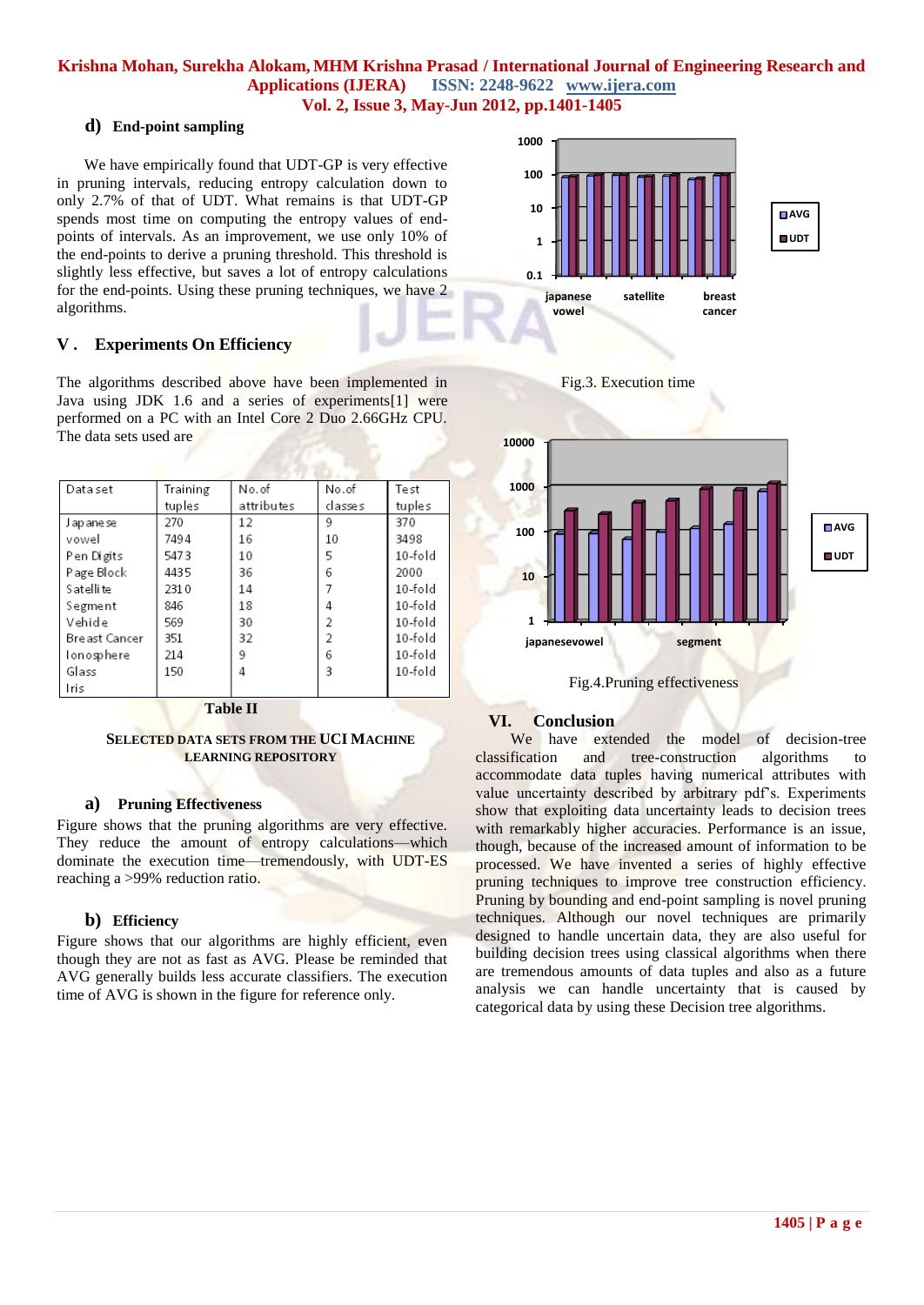### d) End-point sampling

We have empirically found that UDT-GP is very effective in pruning intervals, reducing entropy calculation down to only 2.7% of that of UDT. What remains is that UDT-GP spends most time on computing the entropy values of end-points of intervals. As an improvement, we use only 10% of the end-points to derive a pruning threshold. This threshold is slightly less effective, but saves a lot of entropy calculations for the end-points. Using these pruning techniques, we have 2 algorithms.

## V . Experiments On Efficiency

The algorithms described above have been implemented in Java using JDK 1.6 and a series of experiments[1] were performed on a PC with an Intel Core 2 Duo 2.66GHz CPU. The data sets used are

| Data set | Training tuples | No.of attributes | No.of classes | Test tuples |
|---|---|---|---|---|
| Japanese vowel | 270 | 12 | 9 | 370 |
| Pen Digits | 7494 | 16 | 10 | 3498 |
| Page Block | 5473 | 10 | 5 | 10-fold |
| Satellite | 4435 | 36 | 6 | 2000 |
| Segment | 2310 | 14 | 7 | 10-fold |
| Vehicle | 846 | 18 | 4 | 10-fold |
| Breast Cancer | 569 | 30 | 2 | 10-fold |
| Ionosphere | 351 | 32 | 2 | 10-fold |
| Glass | 214 | 9 | 6 | 10-fold |
| Iris | 150 | 4 | 3 | 10-fold |

**Table II**

**SELECTED DATA SETS FROM THE UCI MACHINE LEARNING REPOSITORY**

### a) Pruning Effectiveness

Figure shows that the pruning algorithms are very effective. They reduce the amount of entropy calculations—which dominate the execution time—tremendously, with UDT-ES reaching a >99% reduction ratio.

### b) Efficiency

Figure shows that our algorithms are highly efficient, even though they are not as fast as AVG. Please be reminded that AVG generally builds less accurate classifiers. The execution time of AVG is shown in the figure for reference only.

Fig.3. Execution time

Fig.4.Pruning effectiveness

## VI. Conclusion

We have extended the model of decision-tree classification and tree-construction algorithms to accommodate data tuples having numerical attributes with value uncertainty described by arbitrary pdf's. Experiments show that exploiting data uncertainty leads to decision trees with remarkably higher accuracies. Performance is an issue, though, because of the increased amount of information to be processed. We have invented a series of highly effective pruning techniques to improve tree construction efficiency. Pruning by bounding and end-point sampling is novel pruning techniques. Although our novel techniques are primarily designed to handle uncertain data, they are also useful for building decision trees using classical algorithms when there are tremendous amounts of data tuples and also as a future analysis we can handle uncertainty that is caused by categorical data by using these Decision tree algorithms.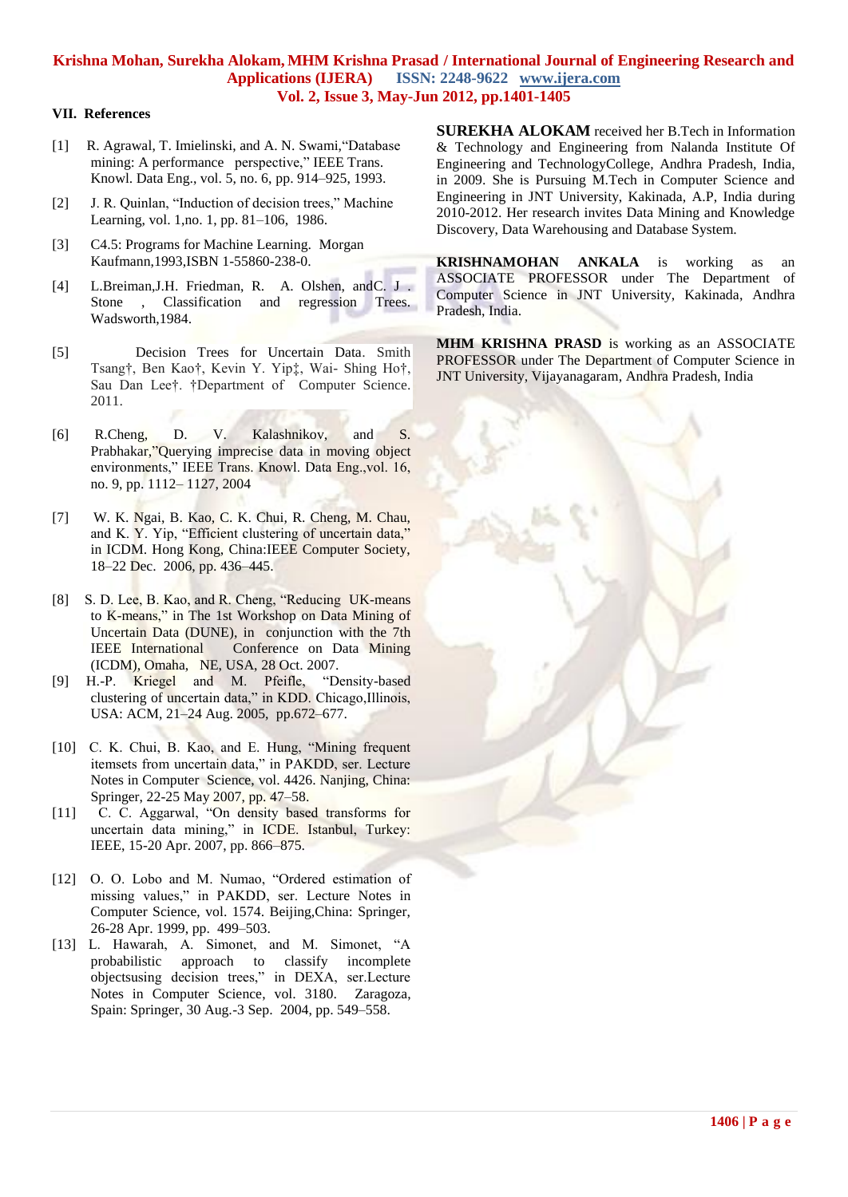## VII. References

[1] R. Agrawal, T. Imielinski, and A. N. Swami,"Database mining: A performance perspective," IEEE Trans. Knowl. Data Eng., vol. 5, no. 6, pp. 914–925, 1993.

[2] J. R. Quinlan, "Induction of decision trees," Machine Learning, vol. 1,no. 1, pp. 81–106, 1986.

[3] C4.5: Programs for Machine Learning. Morgan Kaufmann,1993,ISBN 1-55860-238-0.

[4] L.Breiman,J.H. Friedman, R. A. Olshen, andC. J . Stone , Classification and regression Trees. Wadsworth,1984.

[5] Decision Trees for Uncertain Data. Smith Tsang†, Ben Kao†, Kevin Y. Yip‡, Wai- Shing Ho†, Sau Dan Lee†. †Department of Computer Science. 2011.

[6] R.Cheng, D. V. Kalashnikov, and S. Prabhakar,"Querying imprecise data in moving object environments," IEEE Trans. Knowl. Data Eng.,vol. 16, no. 9, pp. 1112– 1127, 2004

[7] W. K. Ngai, B. Kao, C. K. Chui, R. Cheng, M. Chau, and K. Y. Yip, "Efficient clustering of uncertain data," in ICDM. Hong Kong, China:IEEE Computer Society, 18–22 Dec. 2006, pp. 436–445.

[8] S. D. Lee, B. Kao, and R. Cheng, "Reducing UK-means to K-means," in The 1st Workshop on Data Mining of Uncertain Data (DUNE), in conjunction with the 7th IEEE International Conference on Data Mining (ICDM), Omaha, NE, USA, 28 Oct. 2007.

[9] H.-P. Kriegel and M. Pfeifle, "Density-based clustering of uncertain data," in KDD. Chicago,Illinois, USA: ACM, 21–24 Aug. 2005, pp.672–677.

[10] C. K. Chui, B. Kao, and E. Hung, "Mining frequent itemsets from uncertain data," in PAKDD, ser. Lecture Notes in Computer Science, vol. 4426. Nanjing, China: Springer, 22-25 May 2007, pp. 47–58.

[11] C. C. Aggarwal, "On density based transforms for uncertain data mining," in ICDE. Istanbul, Turkey: IEEE, 15-20 Apr. 2007, pp. 866–875.

[12] O. O. Lobo and M. Numao, "Ordered estimation of missing values," in PAKDD, ser. Lecture Notes in Computer Science, vol. 1574. Beijing,China: Springer, 26-28 Apr. 1999, pp. 499–503.

[13] L. Hawarah, A. Simonet, and M. Simonet, "A probabilistic approach to classify incomplete objectsusing decision trees," in DEXA, ser.Lecture Notes in Computer Science, vol. 3180. Zaragoza, Spain: Springer, 30 Aug.-3 Sep. 2004, pp. 549–558.

**SUREKHA ALOKAM** received her B.Tech in Information & Technology and Engineering from Nalanda Institute Of Engineering and TechnologyCollege, Andhra Pradesh, India, in 2009. She is Pursuing M.Tech in Computer Science and Engineering in JNT University, Kakinada, A.P, India during 2010-2012. Her research invites Data Mining and Knowledge Discovery, Data Warehousing and Database System.

**KRISHNAMOHAN ANKALA** is working as an ASSOCIATE PROFESSOR under The Department of Computer Science in JNT University, Kakinada, Andhra Pradesh, India.

**MHM KRISHNA PRASD** is working as an ASSOCIATE PROFESSOR under The Department of Computer Science in JNT University, Vijayanagaram, Andhra Pradesh, India